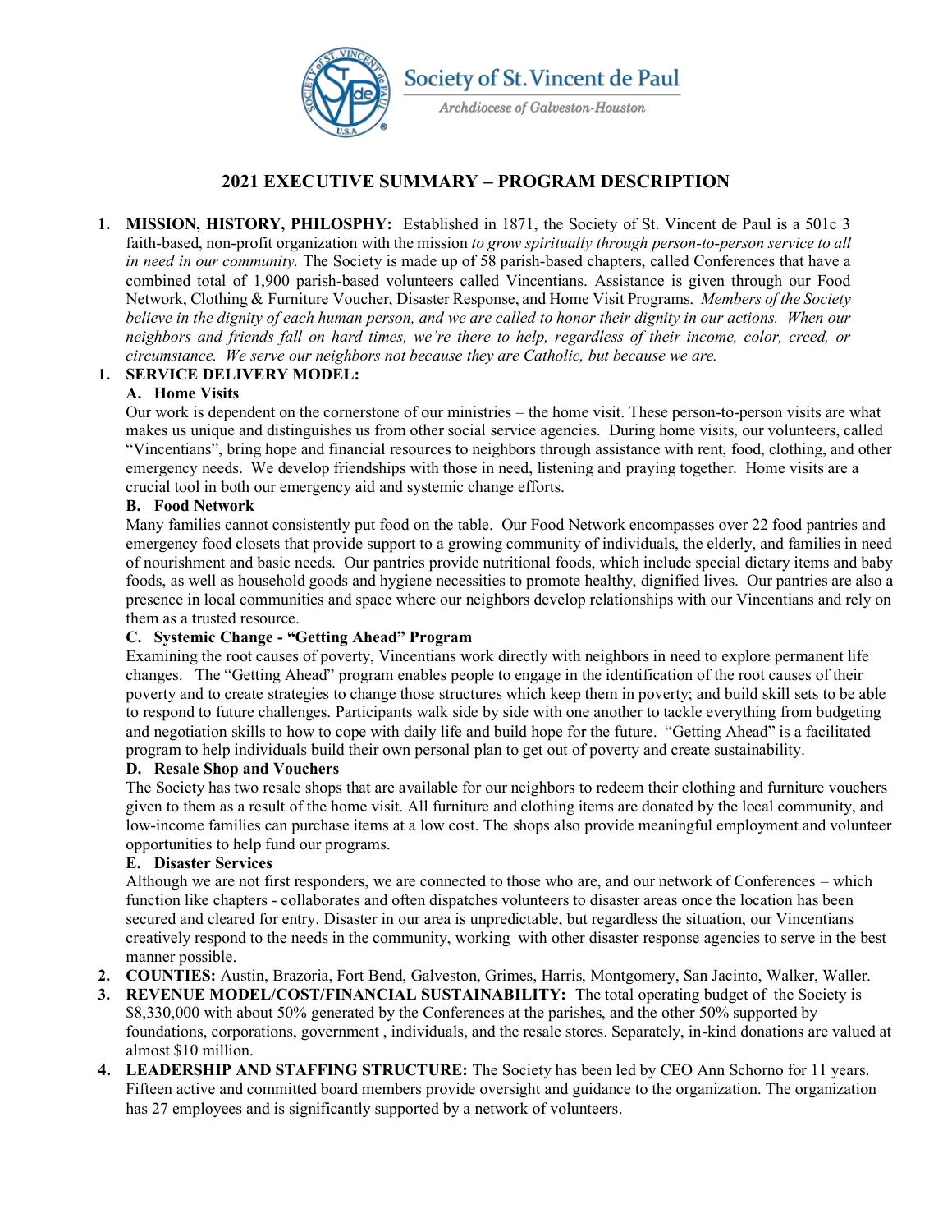Society of St. Vincent de Paul

*Archdiocese of Galveston-Houston*

## 2021 EXECUTIVE SUMMARY – PROGRAM DESCRIPTION

1. **MISSION, HISTORY, PHILOSPHY:** Established in 1871, the Society of St. Vincent de Paul is a 501c 3 faith-based, non-profit organization with the mission *to grow spiritually through person-to-person service to all in need in our community.* The Society is made up of 58 parish-based chapters, called Conferences that have a combined total of 1,900 parish-based volunteers called Vincentians. Assistance is given through our Food Network, Clothing & Furniture Voucher, Disaster Response, and Home Visit Programs. *Members of the Society believe in the dignity of each human person, and we are called to honor their dignity in our actions. When our neighbors and friends fall on hard times, we're there to help, regardless of their income, color, creed, or circumstance. We serve our neighbors not because they are Catholic, but because we are.*

1. **SERVICE DELIVERY MODEL:**

   **A. Home Visits**

   Our work is dependent on the cornerstone of our ministries – the home visit. These person-to-person visits are what makes us unique and distinguishes us from other social service agencies. During home visits, our volunteers, called "Vincentians", bring hope and financial resources to neighbors through assistance with rent, food, clothing, and other emergency needs. We develop friendships with those in need, listening and praying together. Home visits are a crucial tool in both our emergency aid and systemic change efforts.

   **B. Food Network**

   Many families cannot consistently put food on the table. Our Food Network encompasses over 22 food pantries and emergency food closets that provide support to a growing community of individuals, the elderly, and families in need of nourishment and basic needs. Our pantries provide nutritional foods, which include special dietary items and baby foods, as well as household goods and hygiene necessities to promote healthy, dignified lives. Our pantries are also a presence in local communities and space where our neighbors develop relationships with our Vincentians and rely on them as a trusted resource.

   **C. Systemic Change - "Getting Ahead" Program**

   Examining the root causes of poverty, Vincentians work directly with neighbors in need to explore permanent life changes. The "Getting Ahead" program enables people to engage in the identification of the root causes of their poverty and to create strategies to change those structures which keep them in poverty; and build skill sets to be able to respond to future challenges. Participants walk side by side with one another to tackle everything from budgeting and negotiation skills to how to cope with daily life and build hope for the future. "Getting Ahead" is a facilitated program to help individuals build their own personal plan to get out of poverty and create sustainability.

   **D. Resale Shop and Vouchers**

   The Society has two resale shops that are available for our neighbors to redeem their clothing and furniture vouchers given to them as a result of the home visit. All furniture and clothing items are donated by the local community, and low-income families can purchase items at a low cost. The shops also provide meaningful employment and volunteer opportunities to help fund our programs.

   **E. Disaster Services**

   Although we are not first responders, we are connected to those who are, and our network of Conferences – which function like chapters - collaborates and often dispatches volunteers to disaster areas once the location has been secured and cleared for entry. Disaster in our area is unpredictable, but regardless the situation, our Vincentians creatively respond to the needs in the community, working with other disaster response agencies to serve in the best manner possible.

2. **COUNTIES:** Austin, Brazoria, Fort Bend, Galveston, Grimes, Harris, Montgomery, San Jacinto, Walker, Waller.
3. **REVENUE MODEL/COST/FINANCIAL SUSTAINABILITY:** The total operating budget of the Society is $8,330,000 with about 50% generated by the Conferences at the parishes, and the other 50% supported by foundations, corporations, government , individuals, and the resale stores. Separately, in-kind donations are valued at almost $10 million.
4. **LEADERSHIP AND STAFFING STRUCTURE:** The Society has been led by CEO Ann Schorno for 11 years. Fifteen active and committed board members provide oversight and guidance to the organization. The organization has 27 employees and is significantly supported by a network of volunteers.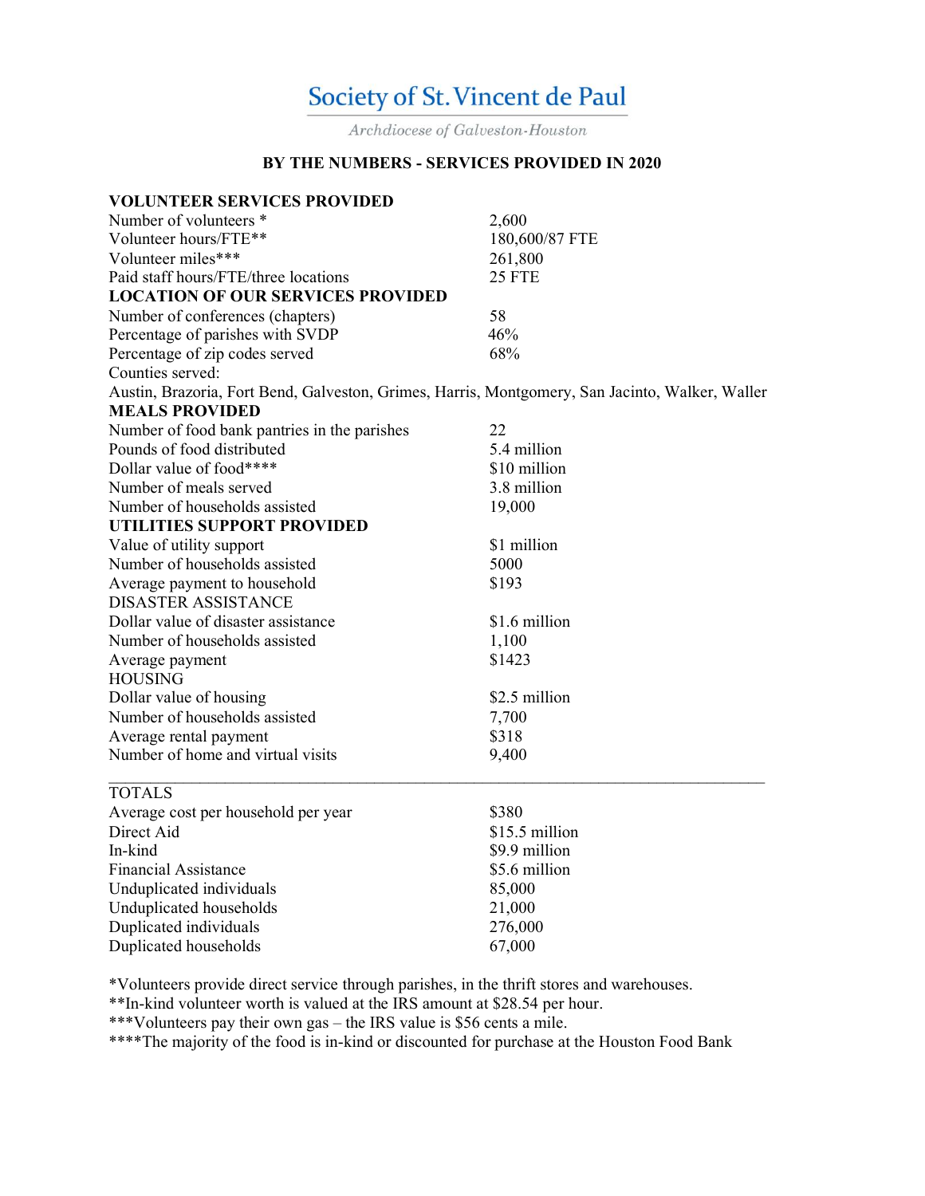# Society of St. Vincent de Paul

*Archdiocese of Galveston-Houston*

## BY THE NUMBERS - SERVICES PROVIDED IN 2020

| | |
|---|---|
| **VOLUNTEER SERVICES PROVIDED** | |
| Number of volunteers * | 2,600 |
| Volunteer hours/FTE** | 180,600/87 FTE |
| Volunteer miles*** | 261,800 |
| Paid staff hours/FTE/three locations | 25 FTE |
| **LOCATION OF OUR SERVICES PROVIDED** | |
| Number of conferences (chapters) | 58 |
| Percentage of parishes with SVDP | 46% |
| Percentage of zip codes served | 68% |
| Counties served: | |

Austin, Brazoria, Fort Bend, Galveston, Grimes, Harris, Montgomery, San Jacinto, Walker, Waller

| | |
|---|---|
| **MEALS PROVIDED** | |
| Number of food bank pantries in the parishes | 22 |
| Pounds of food distributed | 5.4 million |
| Dollar value of food**** | $10 million |
| Number of meals served | 3.8 million |
| Number of households assisted | 19,000 |
| **UTILITIES SUPPORT PROVIDED** | |
| Value of utility support | $1 million |
| Number of households assisted | 5000 |
| Average payment to household | $193 |
| DISASTER ASSISTANCE | |
| Dollar value of disaster assistance | $1.6 million |
| Number of households assisted | 1,100 |
| Average payment | $1423 |
| HOUSING | |
| Dollar value of housing | $2.5 million |
| Number of households assisted | 7,700 |
| Average rental payment | $318 |
| Number of home and virtual visits | 9,400 |

---

| | |
|---|---|
| TOTALS | |
| Average cost per household per year | $380 |
| Direct Aid | $15.5 million |
| In-kind | $9.9 million |
| Financial Assistance | $5.6 million |
| Unduplicated individuals | 85,000 |
| Unduplicated households | 21,000 |
| Duplicated individuals | 276,000 |
| Duplicated households | 67,000 |

*Volunteers provide direct service through parishes, in the thrift stores and warehouses.
**In-kind volunteer worth is valued at the IRS amount at $28.54 per hour.
***Volunteers pay their own gas – the IRS value is $56 cents a mile.
****The majority of the food is in-kind or discounted for purchase at the Houston Food Bank